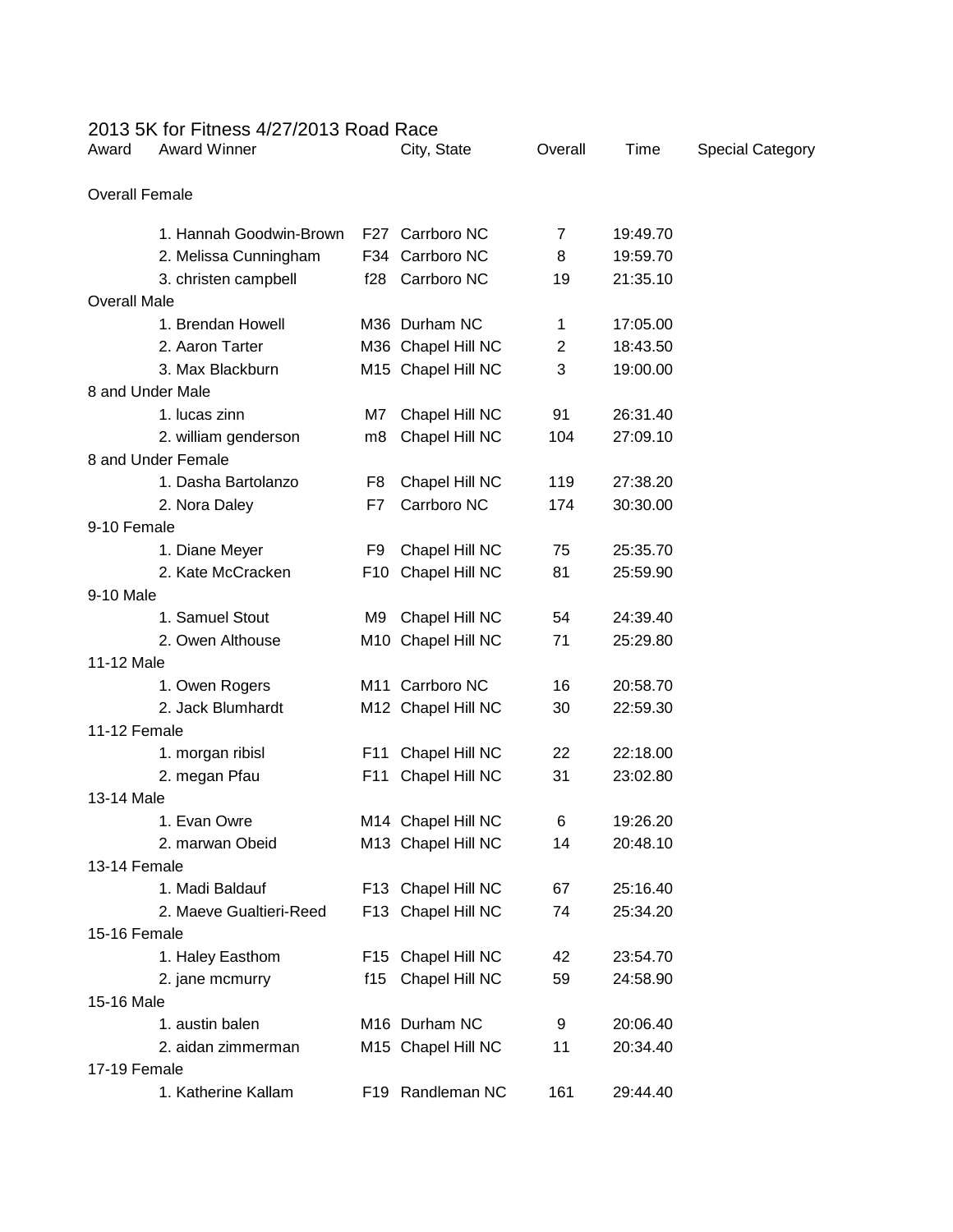# 2013 5K for Fitness 4/27/2013 Road Race

| Award | Award Winner | | City, State | Overall | Time | Special Category |
|---|---|---|---|---|---|---|
| Overall Female | | | | | | |
| | 1. Hannah Goodwin-Brown | F27 | Carrboro NC | 7 | 19:49.70 | |
| | 2. Melissa Cunningham | F34 | Carrboro NC | 8 | 19:59.70 | |
| | 3. christen campbell | f28 | Carrboro NC | 19 | 21:35.10 | |
| Overall Male | | | | | | |
| | 1. Brendan Howell | M36 | Durham NC | 1 | 17:05.00 | |
| | 2. Aaron Tarter | M36 | Chapel Hill NC | 2 | 18:43.50 | |
| | 3. Max Blackburn | M15 | Chapel Hill NC | 3 | 19:00.00 | |
| 8 and Under Male | | | | | | |
| | 1. lucas zinn | M7 | Chapel Hill NC | 91 | 26:31.40 | |
| | 2. william genderson | m8 | Chapel Hill NC | 104 | 27:09.10 | |
| 8 and Under Female | | | | | | |
| | 1. Dasha Bartolanzo | F8 | Chapel Hill NC | 119 | 27:38.20 | |
| | 2. Nora Daley | F7 | Carrboro NC | 174 | 30:30.00 | |
| 9-10 Female | | | | | | |
| | 1. Diane Meyer | F9 | Chapel Hill NC | 75 | 25:35.70 | |
| | 2. Kate McCracken | F10 | Chapel Hill NC | 81 | 25:59.90 | |
| 9-10 Male | | | | | | |
| | 1. Samuel Stout | M9 | Chapel Hill NC | 54 | 24:39.40 | |
| | 2. Owen Althouse | M10 | Chapel Hill NC | 71 | 25:29.80 | |
| 11-12 Male | | | | | | |
| | 1. Owen Rogers | M11 | Carrboro NC | 16 | 20:58.70 | |
| | 2. Jack Blumhardt | M12 | Chapel Hill NC | 30 | 22:59.30 | |
| 11-12 Female | | | | | | |
| | 1. morgan ribisl | F11 | Chapel Hill NC | 22 | 22:18.00 | |
| | 2. megan Pfau | F11 | Chapel Hill NC | 31 | 23:02.80 | |
| 13-14 Male | | | | | | |
| | 1. Evan Owre | M14 | Chapel Hill NC | 6 | 19:26.20 | |
| | 2. marwan Obeid | M13 | Chapel Hill NC | 14 | 20:48.10 | |
| 13-14 Female | | | | | | |
| | 1. Madi Baldauf | F13 | Chapel Hill NC | 67 | 25:16.40 | |
| | 2. Maeve Gualtieri-Reed | F13 | Chapel Hill NC | 74 | 25:34.20 | |
| 15-16 Female | | | | | | |
| | 1. Haley Easthom | F15 | Chapel Hill NC | 42 | 23:54.70 | |
| | 2. jane mcmurry | f15 | Chapel Hill NC | 59 | 24:58.90 | |
| 15-16 Male | | | | | | |
| | 1. austin balen | M16 | Durham NC | 9 | 20:06.40 | |
| | 2. aidan zimmerman | M15 | Chapel Hill NC | 11 | 20:34.40 | |
| 17-19 Female | | | | | | |
| | 1. Katherine Kallam | F19 | Randleman NC | 161 | 29:44.40 | |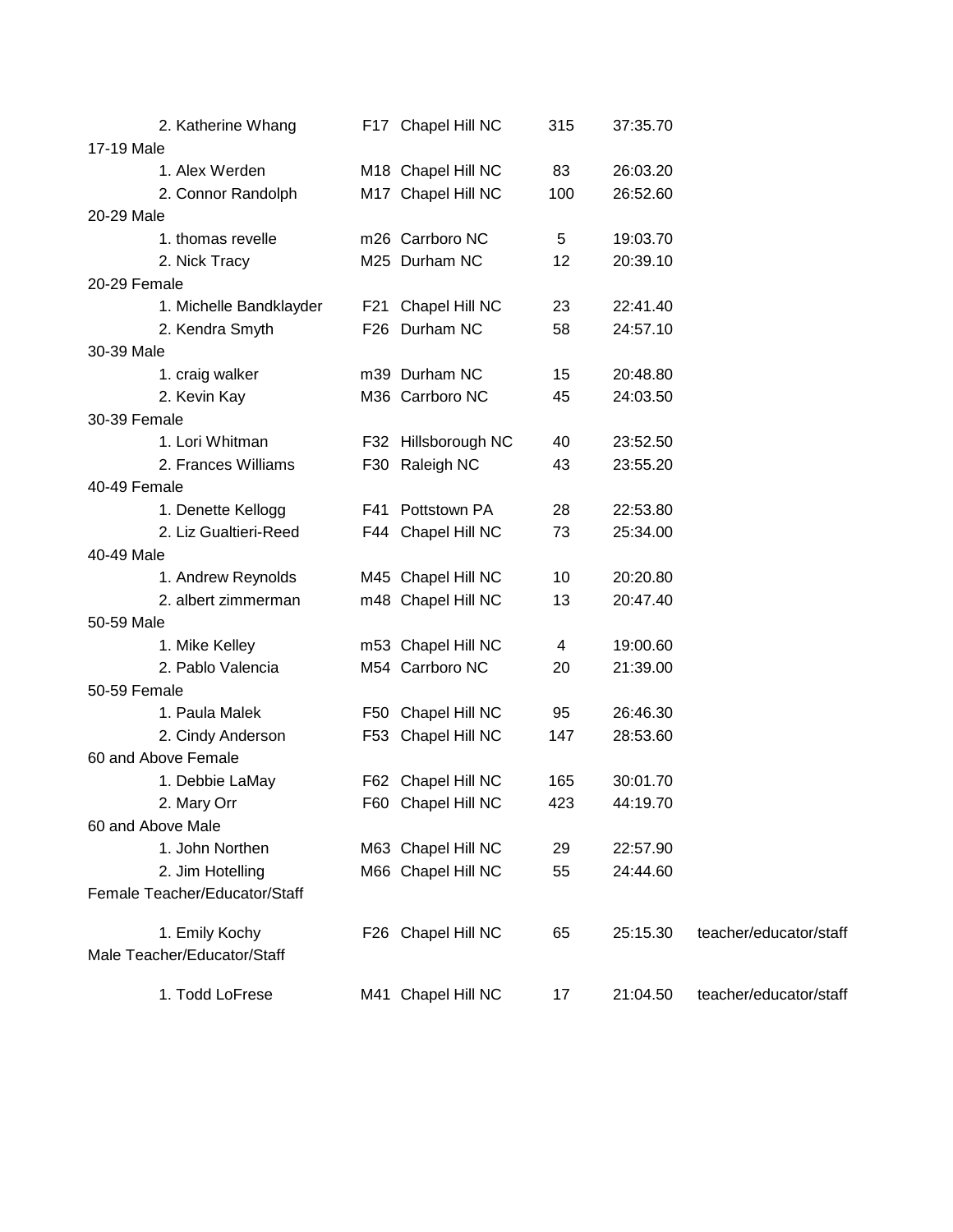| | | | | | |
|---|---|---|---|---|---|
| 2. Katherine Whang | F17 | Chapel Hill NC | 315 | 37:35.70 | |
| **17-19 Male** | | | | | |
| 1. Alex Werden | M18 | Chapel Hill NC | 83 | 26:03.20 | |
| 2. Connor Randolph | M17 | Chapel Hill NC | 100 | 26:52.60 | |
| **20-29 Male** | | | | | |
| 1. thomas revelle | m26 | Carrboro NC | 5 | 19:03.70 | |
| 2. Nick Tracy | M25 | Durham NC | 12 | 20:39.10 | |
| **20-29 Female** | | | | | |
| 1. Michelle Bandklayder | F21 | Chapel Hill NC | 23 | 22:41.40 | |
| 2. Kendra Smyth | F26 | Durham NC | 58 | 24:57.10 | |
| **30-39 Male** | | | | | |
| 1. craig walker | m39 | Durham NC | 15 | 20:48.80 | |
| 2. Kevin Kay | M36 | Carrboro NC | 45 | 24:03.50 | |
| **30-39 Female** | | | | | |
| 1. Lori Whitman | F32 | Hillsborough NC | 40 | 23:52.50 | |
| 2. Frances Williams | F30 | Raleigh NC | 43 | 23:55.20 | |
| **40-49 Female** | | | | | |
| 1. Denette Kellogg | F41 | Pottstown PA | 28 | 22:53.80 | |
| 2. Liz Gualtieri-Reed | F44 | Chapel Hill NC | 73 | 25:34.00 | |
| **40-49 Male** | | | | | |
| 1. Andrew Reynolds | M45 | Chapel Hill NC | 10 | 20:20.80 | |
| 2. albert zimmerman | m48 | Chapel Hill NC | 13 | 20:47.40 | |
| **50-59 Male** | | | | | |
| 1. Mike Kelley | m53 | Chapel Hill NC | 4 | 19:00.60 | |
| 2. Pablo Valencia | M54 | Carrboro NC | 20 | 21:39.00 | |
| **50-59 Female** | | | | | |
| 1. Paula Malek | F50 | Chapel Hill NC | 95 | 26:46.30 | |
| 2. Cindy Anderson | F53 | Chapel Hill NC | 147 | 28:53.60 | |
| **60 and Above Female** | | | | | |
| 1. Debbie LaMay | F62 | Chapel Hill NC | 165 | 30:01.70 | |
| 2. Mary Orr | F60 | Chapel Hill NC | 423 | 44:19.70 | |
| **60 and Above Male** | | | | | |
| 1. John Northen | M63 | Chapel Hill NC | 29 | 22:57.90 | |
| 2. Jim Hotelling | M66 | Chapel Hill NC | 55 | 24:44.60 | |
| **Female Teacher/Educator/Staff** | | | | | |
| 1. Emily Kochy | F26 | Chapel Hill NC | 65 | 25:15.30 | teacher/educator/staff |
| **Male Teacher/Educator/Staff** | | | | | |
| 1. Todd LoFrese | M41 | Chapel Hill NC | 17 | 21:04.50 | teacher/educator/staff |